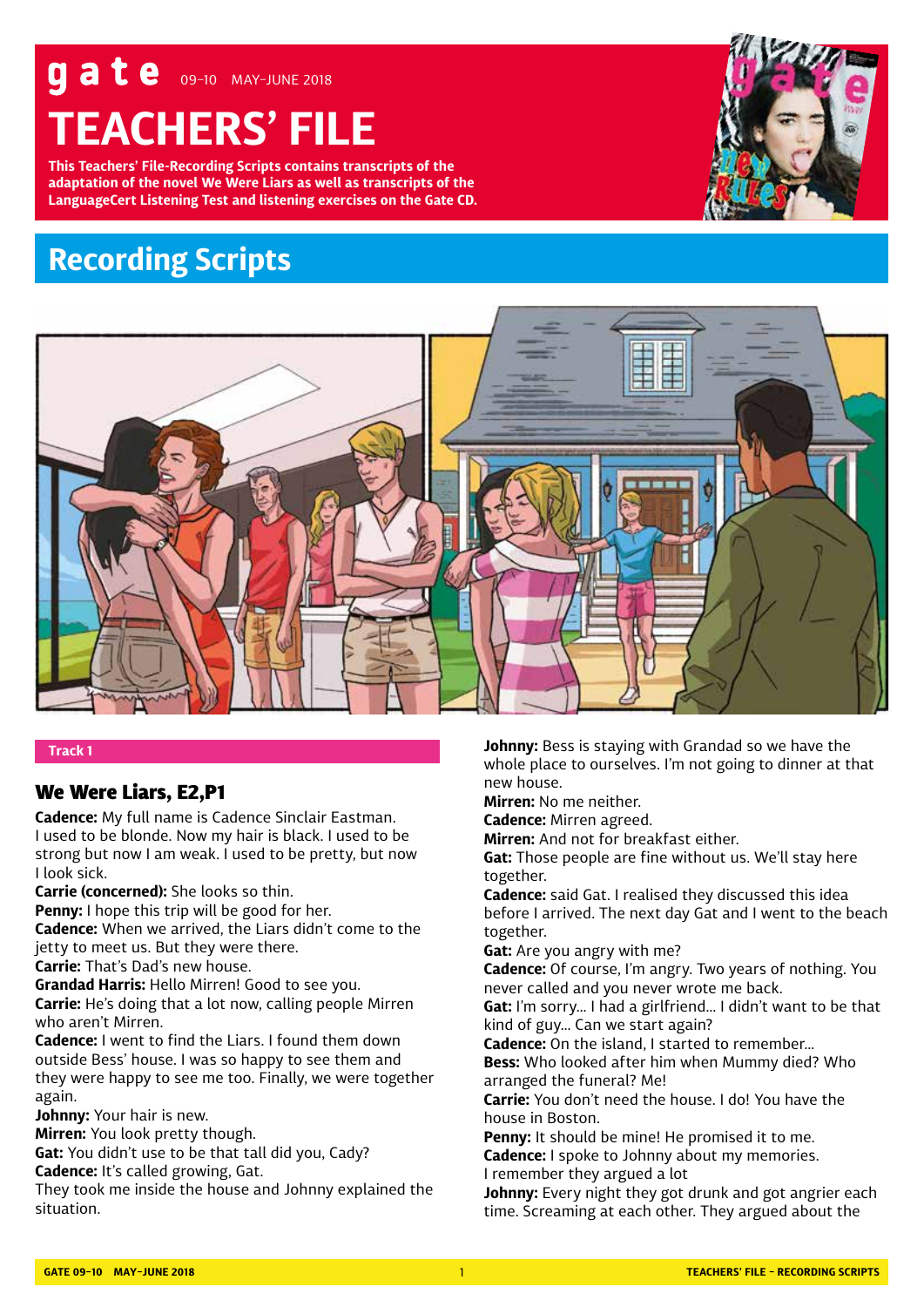# gate 09-10 MAY-JUNE 2018

# TEACHERS' FILE

**This Teachers' File-Recording Scripts contains transcripts of the adaptation of the novel We Were Liars as well as transcripts of the LanguageCert Listening Test and listening exercises on the Gate CD.**

## Recording Scripts

**Track 1**

### We Were Liars, E2,P1

**Cadence:** My full name is Cadence Sinclair Eastman. I used to be blonde. Now my hair is black. I used to be strong but now I am weak. I used to be pretty, but now I look sick.

**Carrie (concerned):** She looks so thin.

**Penny:** I hope this trip will be good for her.

**Cadence:** When we arrived, the Liars didn't come to the jetty to meet us. But they were there.

**Carrie:** That's Dad's new house.

**Grandad Harris:** Hello Mirren! Good to see you.

**Carrie:** He's doing that a lot now, calling people Mirren who aren't Mirren.

**Cadence:** I went to find the Liars. I found them down outside Bess' house. I was so happy to see them and they were happy to see me too. Finally, we were together again.

**Johnny:** Your hair is new.

**Mirren:** You look pretty though.

**Gat:** You didn't use to be that tall did you, Cady?

**Cadence:** It's called growing, Gat.

They took me inside the house and Johnny explained the situation.

**Johnny:** Bess is staying with Grandad so we have the whole place to ourselves. I'm not going to dinner at that new house.

**Mirren:** No me neither.

**Cadence:** Mirren agreed.

**Mirren:** And not for breakfast either.

**Gat:** Those people are fine without us. We'll stay here together.

**Cadence:** said Gat. I realised they discussed this idea before I arrived. The next day Gat and I went to the beach together.

**Gat:** Are you angry with me?

**Cadence:** Of course, I'm angry. Two years of nothing. You never called and you never wrote me back.

**Gat:** I'm sorry... I had a girlfriend... I didn't want to be that kind of guy... Can we start again?

**Cadence:** On the island, I started to remember...

**Bess:** Who looked after him when Mummy died? Who arranged the funeral? Me!

**Carrie:** You don't need the house. I do! You have the house in Boston.

**Penny:** It should be mine! He promised it to me.

**Cadence:** I spoke to Johnny about my memories. I remember they argued a lot

**Johnny:** Every night they got drunk and got angrier each time. Screaming at each other. They argued about the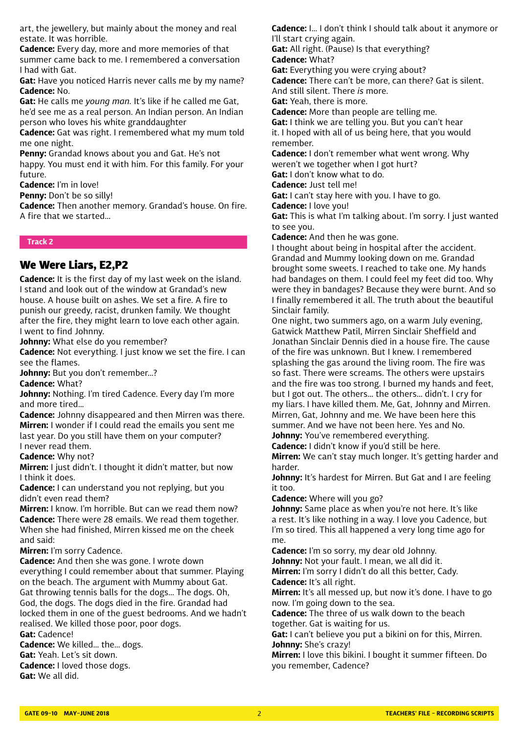art, the jewellery, but mainly about the money and real estate. It was horrible.

**Cadence:** Every day, more and more memories of that summer came back to me. I remembered a conversation I had with Gat.

**Gat:** Have you noticed Harris never calls me by my name?

**Cadence:** No.

**Gat:** He calls me *young man.* It's like if he called me Gat, he'd see me as a real person. An Indian person. An Indian person who loves his white granddaughter

**Cadence:** Gat was right. I remembered what my mum told me one night.

**Penny:** Grandad knows about you and Gat. He's not happy. You must end it with him. For this family. For your future.

**Cadence:** I'm in love!

**Penny:** Don't be so silly!

**Cadence:** Then another memory. Grandad's house. On fire. A fire that we started…

**Track 2**

## We Were Liars, E2,P2

**Cadence:** It is the first day of my last week on the island. I stand and look out of the window at Grandad's new house. A house built on ashes. We set a fire. A fire to punish our greedy, racist, drunken family. We thought after the fire, they might learn to love each other again. I went to find Johnny.

**Johnny:** What else do you remember?

**Cadence:** Not everything. I just know we set the fire. I can see the flames.

**Johnny:** But you don't remember…?

**Cadence:** What?

**Johnny:** Nothing. I'm tired Cadence. Every day I'm more and more tired…

**Cadence:** Johnny disappeared and then Mirren was there.

**Mirren:** I wonder if I could read the emails you sent me last year. Do you still have them on your computer? I never read them.

**Cadence:** Why not?

**Mirren:** I just didn't. I thought it didn't matter, but now I think it does.

**Cadence:** I can understand you not replying, but you didn't even read them?

**Mirren:** I know. I'm horrible. But can we read them now?

**Cadence:** There were 28 emails. We read them together. When she had finished, Mirren kissed me on the cheek and said:

**Mirren:** I'm sorry Cadence.

**Cadence:** And then she was gone. I wrote down everything I could remember about that summer. Playing on the beach. The argument with Mummy about Gat. Gat throwing tennis balls for the dogs… The dogs. Oh, God, the dogs. The dogs died in the fire. Grandad had locked them in one of the guest bedrooms. And we hadn't realised. We killed those poor, poor dogs.

**Gat:** Cadence!

**Cadence:** We killed… the… dogs.

**Gat:** Yeah. Let's sit down.

**Cadence:** I loved those dogs.

**Gat:** We all did.

**Cadence:** I… I don't think I should talk about it anymore or I'll start crying again.

**Gat:** All right. (Pause) Is that everything?

**Cadence:** What?

**Gat:** Everything you were crying about?

**Cadence:** There can't be more, can there? Gat is silent. And still silent. There *is* more.

**Gat:** Yeah, there is more.

**Cadence:** More than people are telling me.

**Gat:** I think we are telling you. But you can't hear it. I hoped with all of us being here, that you would remember.

**Cadence:** I don't remember what went wrong. Why weren't we together when I got hurt?

**Gat:** I don't know what to do.

**Cadence:** Just tell me!

**Gat:** I can't stay here with you. I have to go.

**Cadence:** I love you!

**Gat:** This is what I'm talking about. I'm sorry. I just wanted to see you.

**Cadence:** And then he was gone.

I thought about being in hospital after the accident. Grandad and Mummy looking down on me. Grandad brought some sweets. I reached to take one. My hands had bandages on them. I could feel my feet did too. Why were they in bandages? Because they were burnt. And so I finally remembered it all. The truth about the beautiful Sinclair family.

One night, two summers ago, on a warm July evening, Gatwick Matthew Patil, Mirren Sinclair Sheffield and Jonathan Sinclair Dennis died in a house fire. The cause of the fire was unknown. But I knew. I remembered splashing the gas around the living room. The fire was so fast. There were screams. The others were upstairs and the fire was too strong. I burned my hands and feet, but I got out. The others… the others… didn't. I cry for my liars. I have killed them. Me, Gat, Johnny and Mirren. Mirren, Gat, Johnny and me. We have been here this summer. And we have not been here. Yes and No.

**Johnny:** You've remembered everything.

**Cadence:** I didn't know if you'd still be here.

**Mirren:** We can't stay much longer. It's getting harder and harder.

**Johnny:** It's hardest for Mirren. But Gat and I are feeling it too.

**Cadence:** Where will you go?

**Johnny:** Same place as when you're not here. It's like a rest. It's like nothing in a way. I love you Cadence, but I'm so tired. This all happened a very long time ago for me.

**Cadence:** I'm so sorry, my dear old Johnny.

**Johnny:** Not your fault. I mean, we all did it.

**Mirren:** I'm sorry I didn't do all this better, Cady.

**Cadence:** It's all right.

**Mirren:** It's all messed up, but now it's done. I have to go now. I'm going down to the sea.

**Cadence:** The three of us walk down to the beach together. Gat is waiting for us.

**Gat:** I can't believe you put a bikini on for this, Mirren.

**Johnny:** She's crazy!

**Mirren:** I love this bikini. I bought it summer fifteen. Do you remember, Cadence?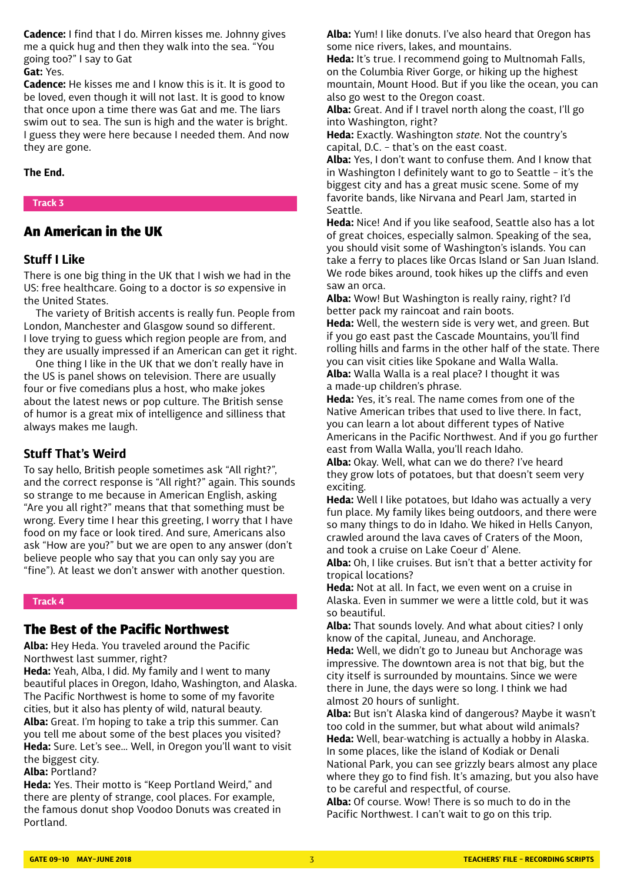**Cadence:** I find that I do. Mirren kisses me. Johnny gives me a quick hug and then they walk into the sea. "You going too?" I say to Gat

**Gat:** Yes.

**Cadence:** He kisses me and I know this is it. It is good to be loved, even though it will not last. It is good to know that once upon a time there was Gat and me. The liars swim out to sea. The sun is high and the water is bright. I guess they were here because I needed them. And now they are gone.

**The End.**

Track 3

## An American in the UK

### Stuff I Like

There is one big thing in the UK that I wish we had in the US: free healthcare. Going to a doctor is *so* expensive in the United States.

The variety of British accents is really fun. People from London, Manchester and Glasgow sound so different. I love trying to guess which region people are from, and they are usually impressed if an American can get it right.

One thing I like in the UK that we don't really have in the US is panel shows on television. There are usually four or five comedians plus a host, who make jokes about the latest news or pop culture. The British sense of humor is a great mix of intelligence and silliness that always makes me laugh.

### Stuff That's Weird

To say hello, British people sometimes ask "All right?", and the correct response is "All right?" again. This sounds so strange to me because in American English, asking "Are you all right?" means that that something must be wrong. Every time I hear this greeting, I worry that I have food on my face or look tired. And sure, Americans also ask "How are you?" but we are open to any answer (don't believe people who say that you can only say you are "fine"). At least we don't answer with another question.

Track 4

## The Best of the Pacific Northwest

**Alba:** Hey Heda. You traveled around the Pacific Northwest last summer, right?

**Heda:** Yeah, Alba, I did. My family and I went to many beautiful places in Oregon, Idaho, Washington, and Alaska. The Pacific Northwest is home to some of my favorite cities, but it also has plenty of wild, natural beauty.

**Alba:** Great. I'm hoping to take a trip this summer. Can you tell me about some of the best places you visited?

**Heda:** Sure. Let's see… Well, in Oregon you'll want to visit the biggest city.

**Alba:** Portland?

**Heda:** Yes. Their motto is "Keep Portland Weird," and there are plenty of strange, cool places. For example, the famous donut shop Voodoo Donuts was created in Portland.

**Alba:** Yum! I like donuts. I've also heard that Oregon has some nice rivers, lakes, and mountains.

**Heda:** It's true. I recommend going to Multnomah Falls, on the Columbia River Gorge, or hiking up the highest mountain, Mount Hood. But if you like the ocean, you can also go west to the Oregon coast.

**Alba:** Great. And if I travel north along the coast, I'll go into Washington, right?

**Heda:** Exactly. Washington *state*. Not the country's capital, D.C. – that's on the east coast.

**Alba:** Yes, I don't want to confuse them. And I know that in Washington I definitely want to go to Seattle – it's the biggest city and has a great music scene. Some of my favorite bands, like Nirvana and Pearl Jam, started in Seattle.

**Heda:** Nice! And if you like seafood, Seattle also has a lot of great choices, especially salmon. Speaking of the sea, you should visit some of Washington's islands. You can take a ferry to places like Orcas Island or San Juan Island. We rode bikes around, took hikes up the cliffs and even saw an orca.

**Alba:** Wow! But Washington is really rainy, right? I'd better pack my raincoat and rain boots.

**Heda:** Well, the western side is very wet, and green. But if you go east past the Cascade Mountains, you'll find rolling hills and farms in the other half of the state. There you can visit cities like Spokane and Walla Walla.

**Alba:** Walla Walla is a real place? I thought it was a made-up children's phrase.

**Heda:** Yes, it's real. The name comes from one of the Native American tribes that used to live there. In fact, you can learn a lot about different types of Native Americans in the Pacific Northwest. And if you go further east from Walla Walla, you'll reach Idaho.

**Alba:** Okay. Well, what can we do there? I've heard they grow lots of potatoes, but that doesn't seem very exciting.

**Heda:** Well I like potatoes, but Idaho was actually a very fun place. My family likes being outdoors, and there were so many things to do in Idaho. We hiked in Hells Canyon, crawled around the lava caves of Craters of the Moon, and took a cruise on Lake Coeur d' Alene.

**Alba:** Oh, I like cruises. But isn't that a better activity for tropical locations?

**Heda:** Not at all. In fact, we even went on a cruise in Alaska. Even in summer we were a little cold, but it was so beautiful.

**Alba:** That sounds lovely. And what about cities? I only know of the capital, Juneau, and Anchorage.

**Heda:** Well, we didn't go to Juneau but Anchorage was impressive. The downtown area is not that big, but the city itself is surrounded by mountains. Since we were there in June, the days were so long. I think we had almost 20 hours of sunlight.

**Alba:** But isn't Alaska kind of dangerous? Maybe it wasn't too cold in the summer, but what about wild animals?

**Heda:** Well, bear-watching is actually a hobby in Alaska. In some places, like the island of Kodiak or Denali National Park, you can see grizzly bears almost any place where they go to find fish. It's amazing, but you also have to be careful and respectful, of course.

**Alba:** Of course. Wow! There is so much to do in the Pacific Northwest. I can't wait to go on this trip.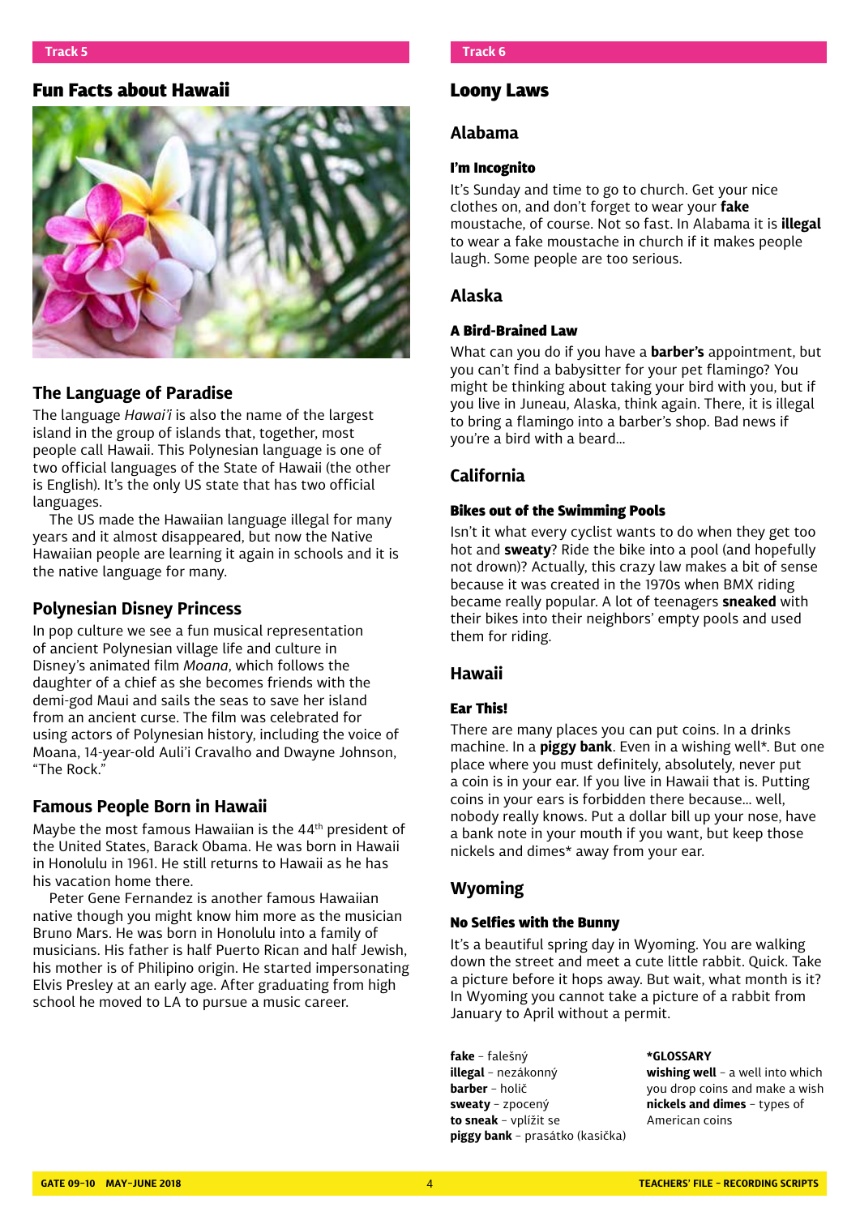Track 5

## Fun Facts about Hawaii

### The Language of Paradise

The language *Hawai'i* is also the name of the largest island in the group of islands that, together, most people call Hawaii. This Polynesian language is one of two official languages of the State of Hawaii (the other is English). It's the only US state that has two official languages.

The US made the Hawaiian language illegal for many years and it almost disappeared, but now the Native Hawaiian people are learning it again in schools and it is the native language for many.

### Polynesian Disney Princess

In pop culture we see a fun musical representation of ancient Polynesian village life and culture in Disney's animated film *Moana*, which follows the daughter of a chief as she becomes friends with the demi-god Maui and sails the seas to save her island from an ancient curse. The film was celebrated for using actors of Polynesian history, including the voice of Moana, 14-year-old Auli'i Cravalho and Dwayne Johnson, "The Rock."

### Famous People Born in Hawaii

Maybe the most famous Hawaiian is the 44th president of the United States, Barack Obama. He was born in Hawaii in Honolulu in 1961. He still returns to Hawaii as he has his vacation home there.

Peter Gene Fernandez is another famous Hawaiian native though you might know him more as the musician Bruno Mars. He was born in Honolulu into a family of musicians. His father is half Puerto Rican and half Jewish, his mother is of Philipino origin. He started impersonating Elvis Presley at an early age. After graduating from high school he moved to LA to pursue a music career.

Track 6

## Loony Laws

### Alabama

#### I'm Incognito

It's Sunday and time to go to church. Get your nice clothes on, and don't forget to wear your **fake** moustache, of course. Not so fast. In Alabama it is **illegal** to wear a fake moustache in church if it makes people laugh. Some people are too serious.

### Alaska

#### A Bird-Brained Law

What can you do if you have a **barber's** appointment, but you can't find a babysitter for your pet flamingo? You might be thinking about taking your bird with you, but if you live in Juneau, Alaska, think again. There, it is illegal to bring a flamingo into a barber's shop. Bad news if you're a bird with a beard...

### California

#### Bikes out of the Swimming Pools

Isn't it what every cyclist wants to do when they get too hot and **sweaty**? Ride the bike into a pool (and hopefully not drown)? Actually, this crazy law makes a bit of sense because it was created in the 1970s when BMX riding became really popular. A lot of teenagers **sneaked** with their bikes into their neighbors' empty pools and used them for riding.

### Hawaii

#### Ear This!

There are many places you can put coins. In a drinks machine. In a **piggy bank**. Even in a wishing well*. But one place where you must definitely, absolutely, never put a coin is in your ear. If you live in Hawaii that is. Putting coins in your ears is forbidden there because... well, nobody really knows. Put a dollar bill up your nose, have a bank note in your mouth if you want, but keep those nickels and dimes* away from your ear.

### Wyoming

#### No Selfies with the Bunny

It's a beautiful spring day in Wyoming. You are walking down the street and meet a cute little rabbit. Quick. Take a picture before it hops away. But wait, what month is it? In Wyoming you cannot take a picture of a rabbit from January to April without a permit.

**fake** – falešný
**illegal** – nezákonný
**barber** – holič
**sweaty** – zpocený
**to sneak** – vplížit se
**piggy bank** – prasátko (kasička)

***GLOSSARY**
**wishing well** – a well into which you drop coins and make a wish
**nickels and dimes** – types of American coins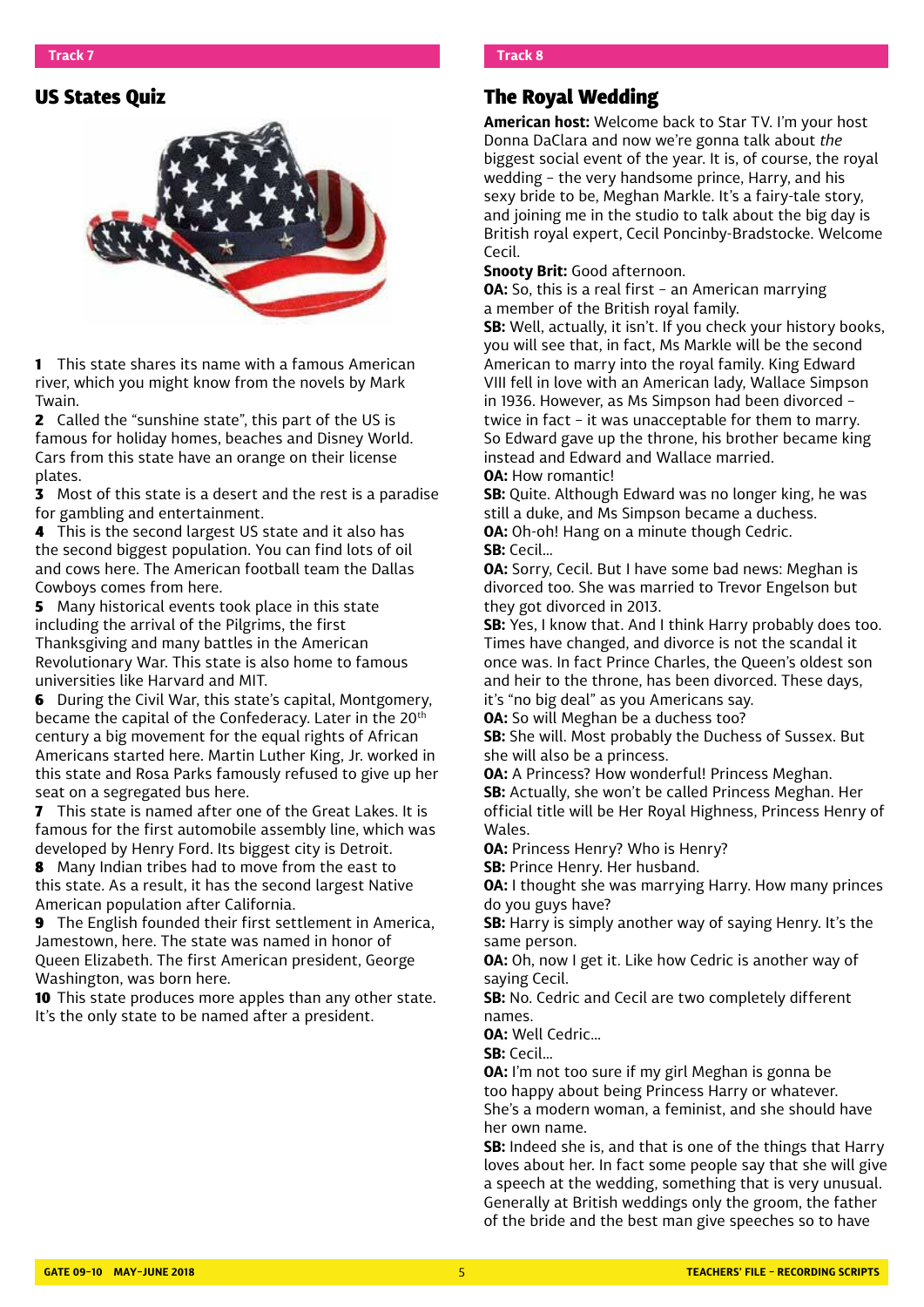Track 7

## US States Quiz

**1** This state shares its name with a famous American river, which you might know from the novels by Mark Twain.

**2** Called the "sunshine state", this part of the US is famous for holiday homes, beaches and Disney World. Cars from this state have an orange on their license plates.

**3** Most of this state is a desert and the rest is a paradise for gambling and entertainment.

**4** This is the second largest US state and it also has the second biggest population. You can find lots of oil and cows here. The American football team the Dallas Cowboys comes from here.

**5** Many historical events took place in this state including the arrival of the Pilgrims, the first Thanksgiving and many battles in the American Revolutionary War. This state is also home to famous universities like Harvard and MIT.

**6** During the Civil War, this state's capital, Montgomery, became the capital of the Confederacy. Later in the 20th century a big movement for the equal rights of African Americans started here. Martin Luther King, Jr. worked in this state and Rosa Parks famously refused to give up her seat on a segregated bus here.

**7** This state is named after one of the Great Lakes. It is famous for the first automobile assembly line, which was developed by Henry Ford. Its biggest city is Detroit.

**8** Many Indian tribes had to move from the east to this state. As a result, it has the second largest Native American population after California.

**9** The English founded their first settlement in America, Jamestown, here. The state was named in honor of Queen Elizabeth. The first American president, George Washington, was born here.

**10** This state produces more apples than any other state. It's the only state to be named after a president.

Track 8

## The Royal Wedding

**American host:** Welcome back to Star TV. I'm your host Donna DaClara and now we're gonna talk about *the* biggest social event of the year. It is, of course, the royal wedding – the very handsome prince, Harry, and his sexy bride to be, Meghan Markle. It's a fairy-tale story, and joining me in the studio to talk about the big day is British royal expert, Cecil Poncinby-Bradstocke. Welcome Cecil.

**Snooty Brit:** Good afternoon.

**OA:** So, this is a real first – an American marrying a member of the British royal family.

**SB:** Well, actually, it isn't. If you check your history books, you will see that, in fact, Ms Markle will be the second American to marry into the royal family. King Edward VIII fell in love with an American lady, Wallace Simpson in 1936. However, as Ms Simpson had been divorced – twice in fact – it was unacceptable for them to marry. So Edward gave up the throne, his brother became king instead and Edward and Wallace married.

**OA:** How romantic!

**SB:** Quite. Although Edward was no longer king, he was still a duke, and Ms Simpson became a duchess.

**OA:** Oh-oh! Hang on a minute though Cedric.

**SB:** Cecil…

**OA:** Sorry, Cecil. But I have some bad news: Meghan is divorced too. She was married to Trevor Engelson but they got divorced in 2013.

**SB:** Yes, I know that. And I think Harry probably does too. Times have changed, and divorce is not the scandal it once was. In fact Prince Charles, the Queen's oldest son and heir to the throne, has been divorced. These days, it's "no big deal" as you Americans say.

**OA:** So will Meghan be a duchess too?

**SB:** She will. Most probably the Duchess of Sussex. But she will also be a princess.

**OA:** A Princess? How wonderful! Princess Meghan.

**SB:** Actually, she won't be called Princess Meghan. Her official title will be Her Royal Highness, Princess Henry of Wales.

**OA:** Princess Henry? Who is Henry?

**SB:** Prince Henry. Her husband.

**OA:** I thought she was marrying Harry. How many princes do you guys have?

**SB:** Harry is simply another way of saying Henry. It's the same person.

**OA:** Oh, now I get it. Like how Cedric is another way of saying Cecil.

**SB:** No. Cedric and Cecil are two completely different names.

**OA:** Well Cedric…

**SB:** Cecil…

**OA:** I'm not too sure if my girl Meghan is gonna be too happy about being Princess Harry or whatever. She's a modern woman, a feminist, and she should have her own name.

**SB:** Indeed she is, and that is one of the things that Harry loves about her. In fact some people say that she will give a speech at the wedding, something that is very unusual. Generally at British weddings only the groom, the father of the bride and the best man give speeches so to have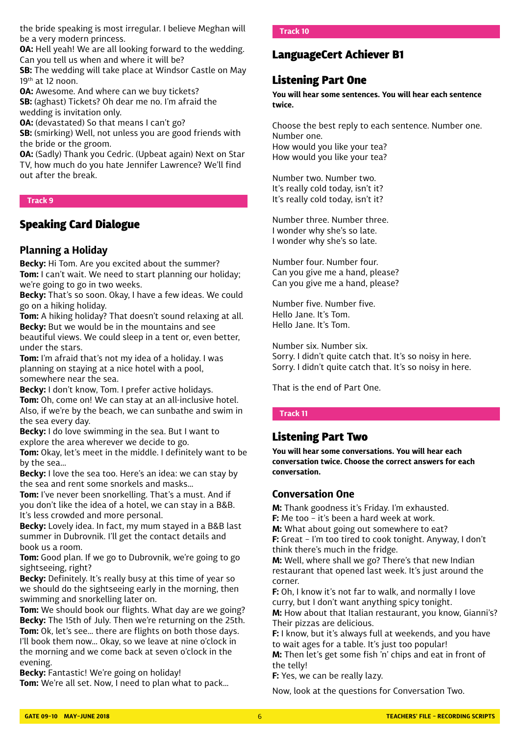the bride speaking is most irregular. I believe Meghan will be a very modern princess.

**OA:** Hell yeah! We are all looking forward to the wedding. Can you tell us when and where it will be?

**SB:** The wedding will take place at Windsor Castle on May 19th at 12 noon.

**OA:** Awesome. And where can we buy tickets?

**SB:** (aghast) Tickets? Oh dear me no. I'm afraid the wedding is invitation only.

**OA:** (devastated) So that means I can't go?

**SB:** (smirking) Well, not unless you are good friends with the bride or the groom.

**OA:** (Sadly) Thank you Cedric. (Upbeat again) Next on Star TV, how much do you hate Jennifer Lawrence? We'll find out after the break.

**Track 9**

## Speaking Card Dialogue

### Planning a Holiday

**Becky:** Hi Tom. Are you excited about the summer?

**Tom:** I can't wait. We need to start planning our holiday; we're going to go in two weeks.

**Becky:** That's so soon. Okay, I have a few ideas. We could go on a hiking holiday.

**Tom:** A hiking holiday? That doesn't sound relaxing at all.

**Becky:** But we would be in the mountains and see beautiful views. We could sleep in a tent or, even better, under the stars.

**Tom:** I'm afraid that's not my idea of a holiday. I was planning on staying at a nice hotel with a pool, somewhere near the sea.

**Becky:** I don't know, Tom. I prefer active holidays.

**Tom:** Oh, come on! We can stay at an all-inclusive hotel. Also, if we're by the beach, we can sunbathe and swim in the sea every day.

**Becky:** I do love swimming in the sea. But I want to explore the area wherever we decide to go.

**Tom:** Okay, let's meet in the middle. I definitely want to be by the sea...

**Becky:** I love the sea too. Here's an idea: we can stay by the sea and rent some snorkels and masks...

**Tom:** I've never been snorkelling. That's a must. And if you don't like the idea of a hotel, we can stay in a B&B. It's less crowded and more personal.

**Becky:** Lovely idea. In fact, my mum stayed in a B&B last summer in Dubrovnik. I'll get the contact details and book us a room.

**Tom:** Good plan. If we go to Dubrovnik, we're going to go sightseeing, right?

**Becky:** Definitely. It's really busy at this time of year so we should do the sightseeing early in the morning, then swimming and snorkelling later on.

**Tom:** We should book our flights. What day are we going?

**Becky:** The 15th of July. Then we're returning on the 25th.

**Tom:** Ok, let's see... there are flights on both those days. I'll book them now... Okay, so we leave at nine o'clock in the morning and we come back at seven o'clock in the evening.

**Becky:** Fantastic! We're going on holiday!

**Tom:** We're all set. Now, I need to plan what to pack...

**Track 10**

## LanguageCert Achiever B1

## Listening Part One

**You will hear some sentences. You will hear each sentence twice.**

Choose the best reply to each sentence. Number one. Number one.
How would you like your tea?
How would you like your tea?

Number two. Number two.
It's really cold today, isn't it?
It's really cold today, isn't it?

Number three. Number three.
I wonder why she's so late.
I wonder why she's so late.

Number four. Number four.
Can you give me a hand, please?
Can you give me a hand, please?

Number five. Number five.
Hello Jane. It's Tom.
Hello Jane. It's Tom.

Number six. Number six.
Sorry. I didn't quite catch that. It's so noisy in here.
Sorry. I didn't quite catch that. It's so noisy in here.

That is the end of Part One.

**Track 11**

## Listening Part Two

**You will hear some conversations. You will hear each conversation twice. Choose the correct answers for each conversation.**

### Conversation One

**M:** Thank goodness it's Friday. I'm exhausted.

**F:** Me too – it's been a hard week at work.

**M:** What about going out somewhere to eat?

**F:** Great – I'm too tired to cook tonight. Anyway, I don't think there's much in the fridge.

**M:** Well, where shall we go? There's that new Indian restaurant that opened last week. It's just around the corner.

**F:** Oh, I know it's not far to walk, and normally I love curry, but I don't want anything spicy tonight.

**M:** How about that Italian restaurant, you know, Gianni's? Their pizzas are delicious.

**F:** I know, but it's always full at weekends, and you have to wait ages for a table. It's just too popular!

**M:** Then let's get some fish 'n' chips and eat in front of the telly!

**F:** Yes, we can be really lazy.

Now, look at the questions for Conversation Two.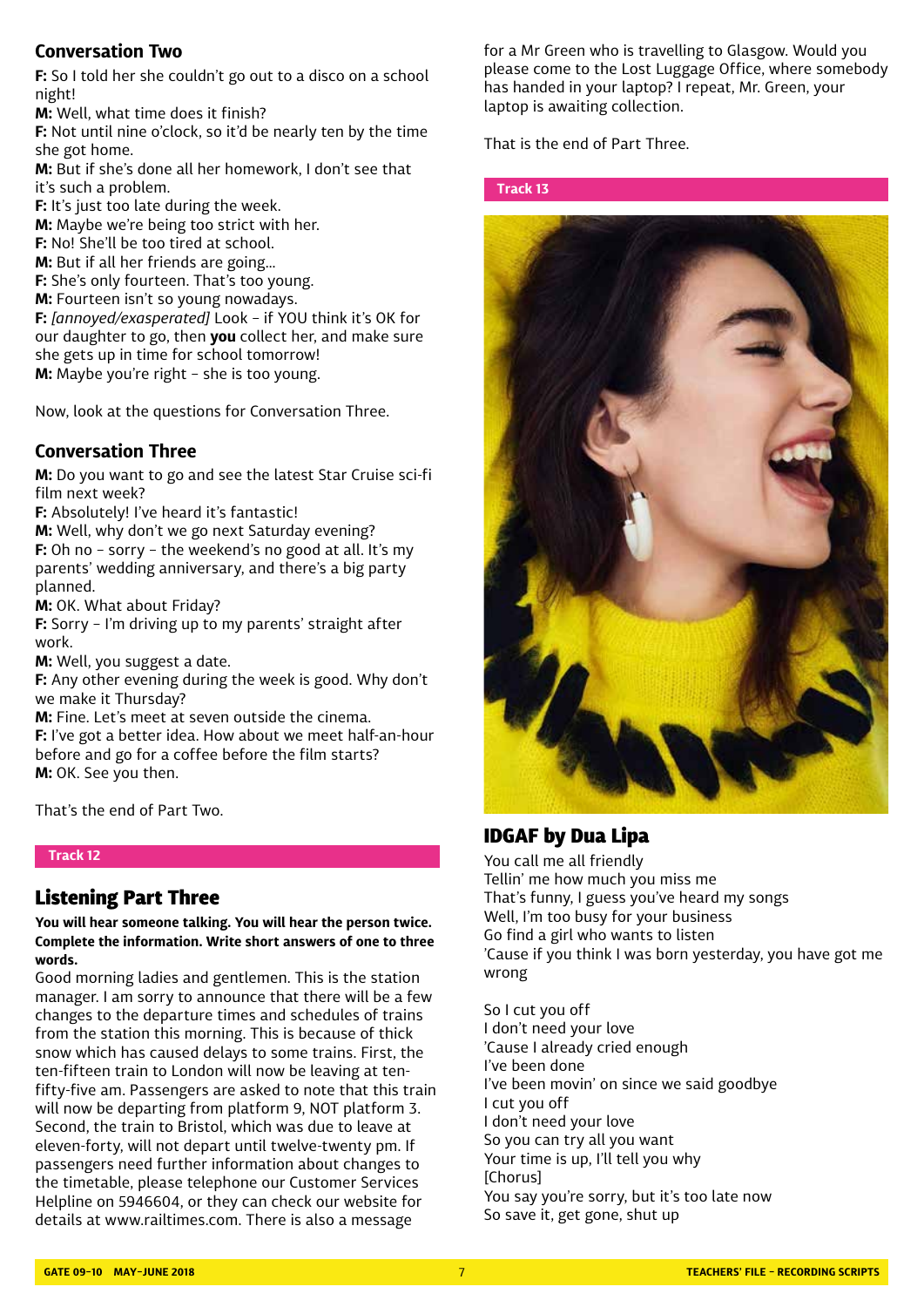## Conversation Two

**F:** So I told her she couldn't go out to a disco on a school night!
**M:** Well, what time does it finish?
**F:** Not until nine o'clock, so it'd be nearly ten by the time she got home.
**M:** But if she's done all her homework, I don't see that it's such a problem.
**F:** It's just too late during the week.
**M:** Maybe we're being too strict with her.
**F:** No! She'll be too tired at school.
**M:** But if all her friends are going...
**F:** She's only fourteen. That's too young.
**M:** Fourteen isn't so young nowadays.
**F:** *[annoyed/exasperated]* Look – if YOU think it's OK for our daughter to go, then **you** collect her, and make sure she gets up in time for school tomorrow!
**M:** Maybe you're right – she is too young.

Now, look at the questions for Conversation Three.

## Conversation Three

**M:** Do you want to go and see the latest Star Cruise sci-fi film next week?
**F:** Absolutely! I've heard it's fantastic!
**M:** Well, why don't we go next Saturday evening?
**F:** Oh no – sorry – the weekend's no good at all. It's my parents' wedding anniversary, and there's a big party planned.
**M:** OK. What about Friday?
**F:** Sorry – I'm driving up to my parents' straight after work.
**M:** Well, you suggest a date.
**F:** Any other evening during the week is good. Why don't we make it Thursday?
**M:** Fine. Let's meet at seven outside the cinema.
**F:** I've got a better idea. How about we meet half-an-hour before and go for a coffee before the film starts?
**M:** OK. See you then.

That's the end of Part Two.

**Track 12**

## Listening Part Three

**You will hear someone talking. You will hear the person twice. Complete the information. Write short answers of one to three words.**

Good morning ladies and gentlemen. This is the station manager. I am sorry to announce that there will be a few changes to the departure times and schedules of trains from the station this morning. This is because of thick snow which has caused delays to some trains. First, the ten-fifteen train to London will now be leaving at ten-fifty-five am. Passengers are asked to note that this train will now be departing from platform 9, NOT platform 3. Second, the train to Bristol, which was due to leave at eleven-forty, will not depart until twelve-twenty pm. If passengers need further information about changes to the timetable, please telephone our Customer Services Helpline on 5946604, or they can check our website for details at www.railtimes.com. There is also a message for a Mr Green who is travelling to Glasgow. Would you please come to the Lost Luggage Office, where somebody has handed in your laptop? I repeat, Mr. Green, your laptop is awaiting collection.

That is the end of Part Three.

**Track 13**

## IDGAF by Dua Lipa

You call me all friendly
Tellin' me how much you miss me
That's funny, I guess you've heard my songs
Well, I'm too busy for your business
Go find a girl who wants to listen
'Cause if you think I was born yesterday, you have got me wrong

So I cut you off
I don't need your love
'Cause I already cried enough
I've been done
I've been movin' on since we said goodbye
I cut you off
I don't need your love
So you can try all you want
Your time is up, I'll tell you why
[Chorus]
You say you're sorry, but it's too late now
So save it, get gone, shut up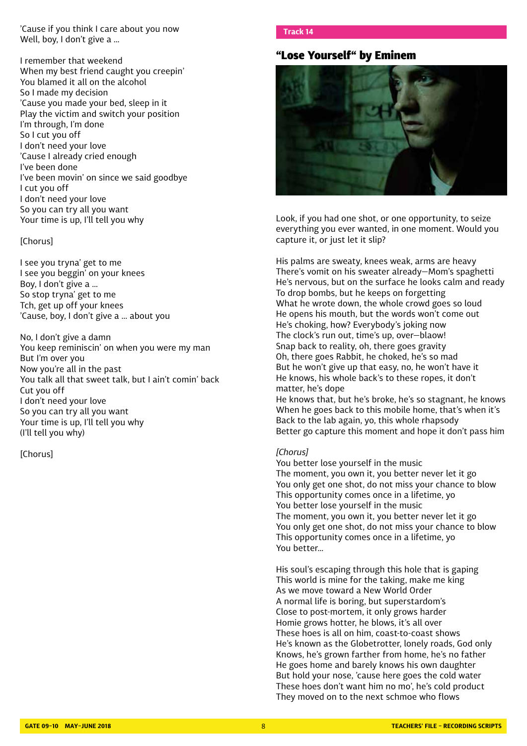'Cause if you think I care about you now
Well, boy, I don't give a ...

I remember that weekend
When my best friend caught you creepin'
You blamed it all on the alcohol
So I made my decision
'Cause you made your bed, sleep in it
Play the victim and switch your position
I'm through, I'm done
So I cut you off
I don't need your love
'Cause I already cried enough
I've been done
I've been movin' on since we said goodbye
I cut you off
I don't need your love
So you can try all you want
Your time is up, I'll tell you why

[Chorus]

I see you tryna' get to me
I see you beggin' on your knees
Boy, I don't give a ...
So stop tryna' get to me
Tch, get up off your knees
'Cause, boy, I don't give a ... about you

No, I don't give a damn
You keep reminiscin' on when you were my man
But I'm over you
Now you're all in the past
You talk all that sweet talk, but I ain't comin' back
Cut you off
I don't need your love
So you can try all you want
Your time is up, I'll tell you why
(I'll tell you why)

[Chorus]

**Track 14**

## "Lose Yourself" by Eminem

Look, if you had one shot, or one opportunity, to seize everything you ever wanted, in one moment. Would you capture it, or just let it slip?

His palms are sweaty, knees weak, arms are heavy
There's vomit on his sweater already—Mom's spaghetti
He's nervous, but on the surface he looks calm and ready
To drop bombs, but he keeps on forgetting
What he wrote down, the whole crowd goes so loud
He opens his mouth, but the words won't come out
He's choking, how? Everybody's joking now
The clock's run out, time's up, over—blaow!
Snap back to reality, oh, there goes gravity
Oh, there goes Rabbit, he choked, he's so mad
But he won't give up that easy, no, he won't have it
He knows, his whole back's to these ropes, it don't matter, he's dope
He knows that, but he's broke, he's so stagnant, he knows
When he goes back to this mobile home, that's when it's
Back to the lab again, yo, this whole rhapsody
Better go capture this moment and hope it don't pass him

*[Chorus]*
You better lose yourself in the music
The moment, you own it, you better never let it go
You only get one shot, do not miss your chance to blow
This opportunity comes once in a lifetime, yo
You better lose yourself in the music
The moment, you own it, you better never let it go
You only get one shot, do not miss your chance to blow
This opportunity comes once in a lifetime, yo
You better...

His soul's escaping through this hole that is gaping
This world is mine for the taking, make me king
As we move toward a New World Order
A normal life is boring, but superstardom's
Close to post-mortem, it only grows harder
Homie grows hotter, he blows, it's all over
These hoes is all on him, coast-to-coast shows
He's known as the Globetrotter, lonely roads, God only
Knows, he's grown farther from home, he's no father
He goes home and barely knows his own daughter
But hold your nose, 'cause here goes the cold water
These hoes don't want him no mo', he's cold product
They moved on to the next schmoe who flows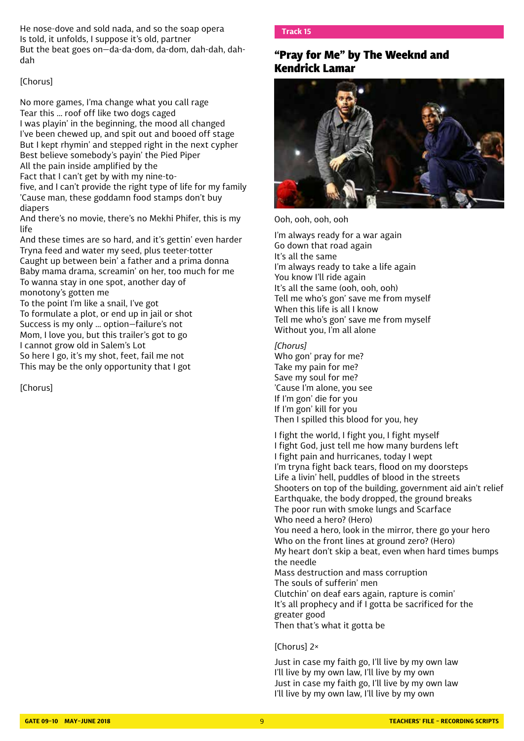He nose-dove and sold nada, and so the soap opera
Is told, it unfolds, I suppose it's old, partner
But the beat goes on—da-da-dom, da-dom, dah-dah, dah-dah

[Chorus]

No more games, I'ma change what you call rage
Tear this ... roof off like two dogs caged
I was playin' in the beginning, the mood all changed
I've been chewed up, and spit out and booed off stage
But I kept rhymin' and stepped right in the next cypher
Best believe somebody's payin' the Pied Piper
All the pain inside amplified by the
Fact that I can't get by with my nine-to-
five, and I can't provide the right type of life for my family
'Cause man, these goddamn food stamps don't buy diapers
And there's no movie, there's no Mekhi Phifer, this is my life
And these times are so hard, and it's gettin' even harder
Tryna feed and water my seed, plus teeter-totter
Caught up between bein' a father and a prima donna
Baby mama drama, screamin' on her, too much for me
To wanna stay in one spot, another day of
monotony's gotten me
To the point I'm like a snail, I've got
To formulate a plot, or end up in jail or shot
Success is my only ... option—failure's not
Mom, I love you, but this trailer's got to go
I cannot grow old in Salem's Lot
So here I go, it's my shot, feet, fail me not
This may be the only opportunity that I got

[Chorus]

Track 15

## "Pray for Me" by The Weeknd and Kendrick Lamar

Ooh, ooh, ooh, ooh

I'm always ready for a war again
Go down that road again
It's all the same
I'm always ready to take a life again
You know I'll ride again
It's all the same (ooh, ooh, ooh)
Tell me who's gon' save me from myself
When this life is all I know
Tell me who's gon' save me from myself
Without you, I'm all alone

*[Chorus]*
Who gon' pray for me?
Take my pain for me?
Save my soul for me?
'Cause I'm alone, you see
If I'm gon' die for you
If I'm gon' kill for you
Then I spilled this blood for you, hey

I fight the world, I fight you, I fight myself
I fight God, just tell me how many burdens left
I fight pain and hurricanes, today I wept
I'm tryna fight back tears, flood on my doorsteps
Life a livin' hell, puddles of blood in the streets
Shooters on top of the building, government aid ain't relief
Earthquake, the body dropped, the ground breaks
The poor run with smoke lungs and Scarface
Who need a hero? (Hero)
You need a hero, look in the mirror, there go your hero
Who on the front lines at ground zero? (Hero)
My heart don't skip a beat, even when hard times bumps the needle
Mass destruction and mass corruption
The souls of sufferin' men
Clutchin' on deaf ears again, rapture is comin'
It's all prophecy and if I gotta be sacrificed for the greater good
Then that's what it gotta be

[Chorus] 2×

Just in case my faith go, I'll live by my own law
I'll live by my own law, I'll live by my own
Just in case my faith go, I'll live by my own law
I'll live by my own law, I'll live by my own